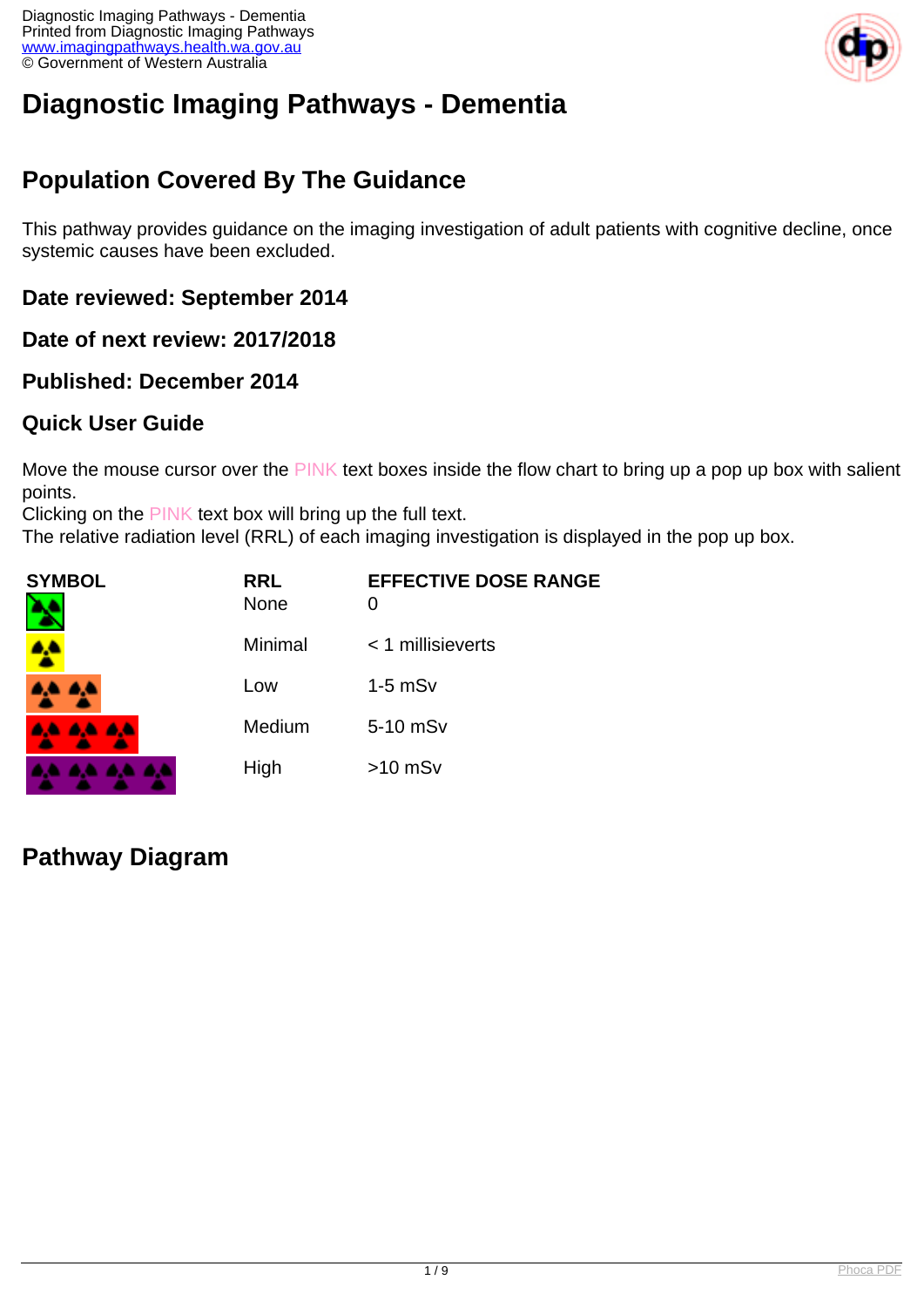# Diagnostic Imaging Pathways - Dementia

## Population Covered By The Guidance

This pathway provides guidance on the imaging investigation of adult patients with cognitive decline, once systemic causes have been excluded.

### Date reviewed: September 2014

### Date of next review: 2017/2018

### Published: December 2014

### Quick User Guide

Move the mouse cursor over the PINK text boxes inside the flow chart to bring up a pop up box with salient points.
Clicking on the PINK text box will bring up the full text.
The relative radiation level (RRL) of each imaging investigation is displayed in the pop up box.

| SYMBOL | RRL | EFFECTIVE DOSE RANGE |
|---|---|---|
| | None | 0 |
| | Minimal | < 1 millisieverts |
| | Low | 1-5 mSv |
| | Medium | 5-10 mSv |
| | High | >10 mSv |

## Pathway Diagram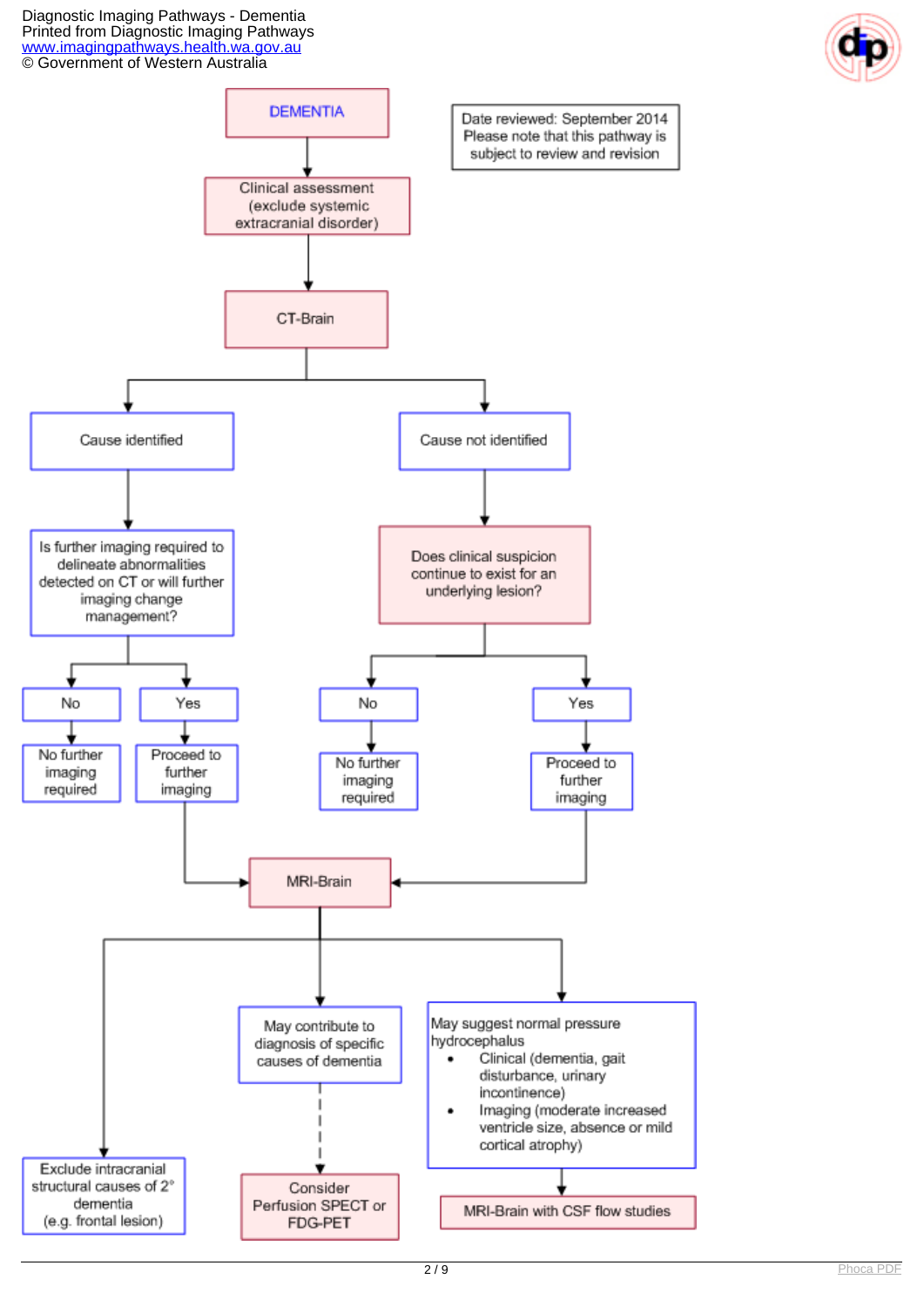# DEMENTIA

Date reviewed: September 2014
Please note that this pathway is subject to review and revision

- **DEMENTIA**
  - → Clinical assessment (exclude systemic extracranial disorder)
  - → CT-Brain
    - → **Cause identified**
      - → Is further imaging required to delineate abnormalities detected on CT or will further imaging change management?
        - **No** → No further imaging required
        - **Yes** → Proceed to further imaging → MRI-Brain
    - → **Cause not identified**
      - → Does clinical suspicion continue to exist for an underlying lesion?
        - **No** → No further imaging required
        - **Yes** → Proceed to further imaging → MRI-Brain

**MRI-Brain**

- → Exclude intracranial structural causes of 2° dementia (e.g. frontal lesion)
- → May contribute to diagnosis of specific causes of dementia
  - ⇢ Consider Perfusion SPECT or FDG-PET
- → May suggest normal pressure hydrocephalus
  - Clinical (dementia, gait disturbance, urinary incontinence)
  - Imaging (moderate increased ventricle size, absence or mild cortical atrophy)
  - → MRI-Brain with CSF flow studies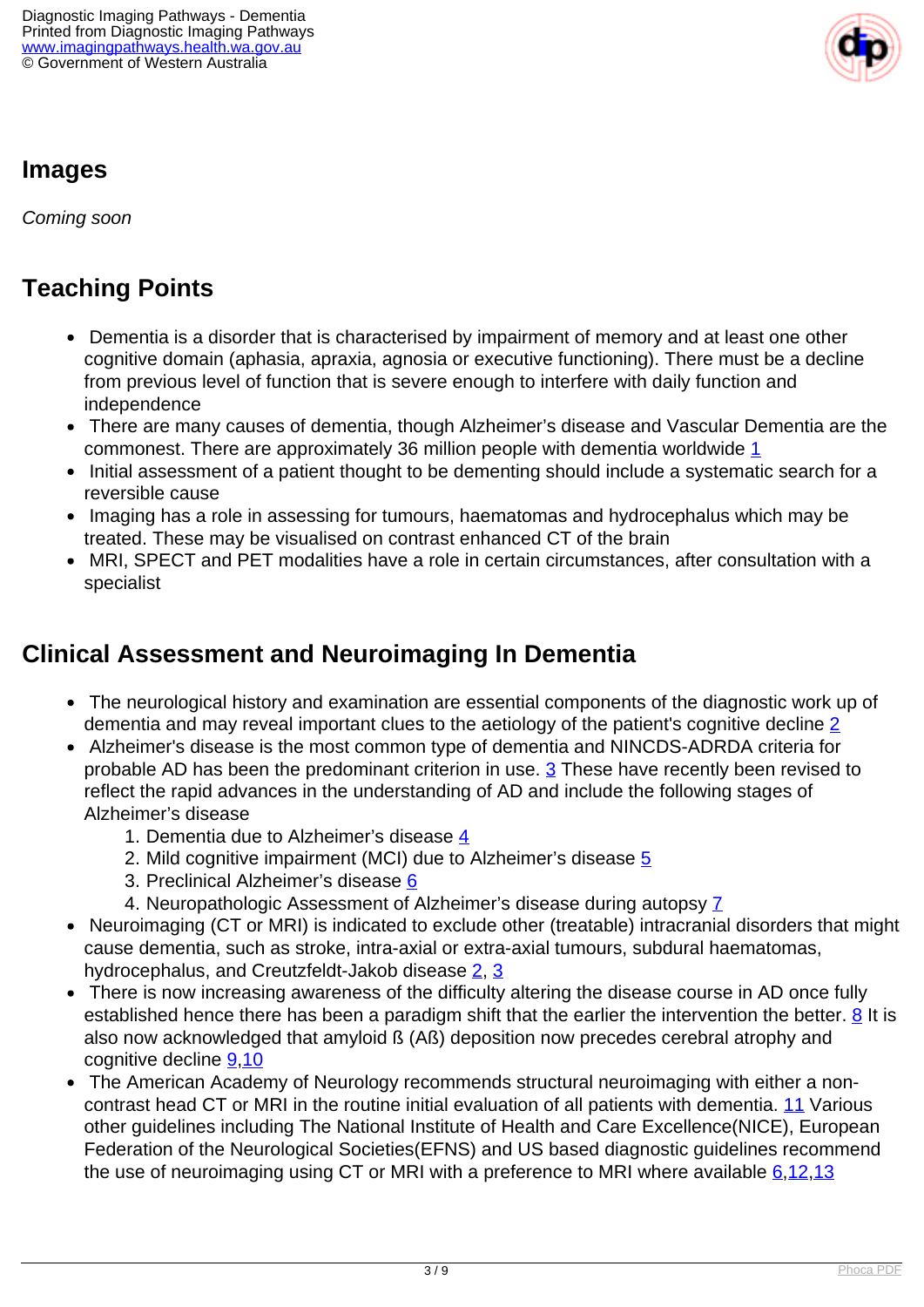## Images

*Coming soon*

## Teaching Points

- Dementia is a disorder that is characterised by impairment of memory and at least one other cognitive domain (aphasia, apraxia, agnosia or executive functioning). There must be a decline from previous level of function that is severe enough to interfere with daily function and independence
- There are many causes of dementia, though Alzheimer's disease and Vascular Dementia are the commonest. There are approximately 36 million people with dementia worldwide [1]
- Initial assessment of a patient thought to be dementing should include a systematic search for a reversible cause
- Imaging has a role in assessing for tumours, haematomas and hydrocephalus which may be treated. These may be visualised on contrast enhanced CT of the brain
- MRI, SPECT and PET modalities have a role in certain circumstances, after consultation with a specialist

## Clinical Assessment and Neuroimaging In Dementia

- The neurological history and examination are essential components of the diagnostic work up of dementia and may reveal important clues to the aetiology of the patient's cognitive decline [2]
- Alzheimer's disease is the most common type of dementia and NINCDS-ADRDA criteria for probable AD has been the predominant criterion in use. [3] These have recently been revised to reflect the rapid advances in the understanding of AD and include the following stages of Alzheimer's disease
    1. Dementia due to Alzheimer's disease [4]
    2. Mild cognitive impairment (MCI) due to Alzheimer's disease [5]
    3. Preclinical Alzheimer's disease [6]
    4. Neuropathologic Assessment of Alzheimer's disease during autopsy [7]
- Neuroimaging (CT or MRI) is indicated to exclude other (treatable) intracranial disorders that might cause dementia, such as stroke, intra-axial or extra-axial tumours, subdural haematomas, hydrocephalus, and Creutzfeldt-Jakob disease [2], [3]
- There is now increasing awareness of the difficulty altering the disease course in AD once fully established hence there has been a paradigm shift that the earlier the intervention the better. [8] It is also now acknowledged that amyloid ß (Aß) deposition now precedes cerebral atrophy and cognitive decline [9,10]
- The American Academy of Neurology recommends structural neuroimaging with either a non-contrast head CT or MRI in the routine initial evaluation of all patients with dementia. [11] Various other guidelines including The National Institute of Health and Care Excellence(NICE), European Federation of the Neurological Societies(EFNS) and US based diagnostic guidelines recommend the use of neuroimaging using CT or MRI with a preference to MRI where available [6,12,13]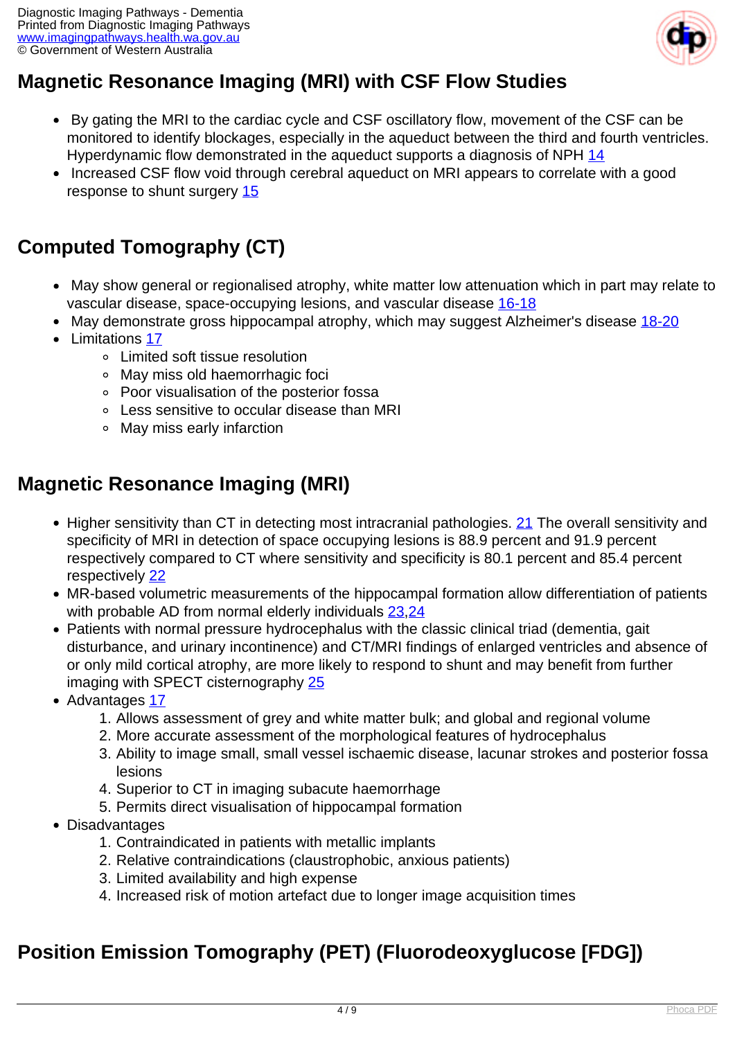## Magnetic Resonance Imaging (MRI) with CSF Flow Studies

- By gating the MRI to the cardiac cycle and CSF oscillatory flow, movement of the CSF can be monitored to identify blockages, especially in the aqueduct between the third and fourth ventricles. Hyperdynamic flow demonstrated in the aqueduct supports a diagnosis of NPH [14]
- Increased CSF flow void through cerebral aqueduct on MRI appears to correlate with a good response to shunt surgery [15]

## Computed Tomography (CT)

- May show general or regionalised atrophy, white matter low attenuation which in part may relate to vascular disease, space-occupying lesions, and vascular disease [16-18]
- May demonstrate gross hippocampal atrophy, which may suggest Alzheimer's disease [18-20]
- Limitations [17]
  - Limited soft tissue resolution
  - May miss old haemorrhagic foci
  - Poor visualisation of the posterior fossa
  - Less sensitive to occular disease than MRI
  - May miss early infarction

## Magnetic Resonance Imaging (MRI)

- Higher sensitivity than CT in detecting most intracranial pathologies. [21] The overall sensitivity and specificity of MRI in detection of space occupying lesions is 88.9 percent and 91.9 percent respectively compared to CT where sensitivity and specificity is 80.1 percent and 85.4 percent respectively [22]
- MR-based volumetric measurements of the hippocampal formation allow differentiation of patients with probable AD from normal elderly individuals [23,24]
- Patients with normal pressure hydrocephalus with the classic clinical triad (dementia, gait disturbance, and urinary incontinence) and CT/MRI findings of enlarged ventricles and absence of or only mild cortical atrophy, are more likely to respond to shunt and may benefit from further imaging with SPECT cisternography [25]
- Advantages [17]
  1. Allows assessment of grey and white matter bulk; and global and regional volume
  2. More accurate assessment of the morphological features of hydrocephalus
  3. Ability to image small, small vessel ischaemic disease, lacunar strokes and posterior fossa lesions
  4. Superior to CT in imaging subacute haemorrhage
  5. Permits direct visualisation of hippocampal formation
- Disadvantages
  1. Contraindicated in patients with metallic implants
  2. Relative contraindications (claustrophobic, anxious patients)
  3. Limited availability and high expense
  4. Increased risk of motion artefact due to longer image acquisition times

## Position Emission Tomography (PET) (Fluorodeoxyglucose [FDG])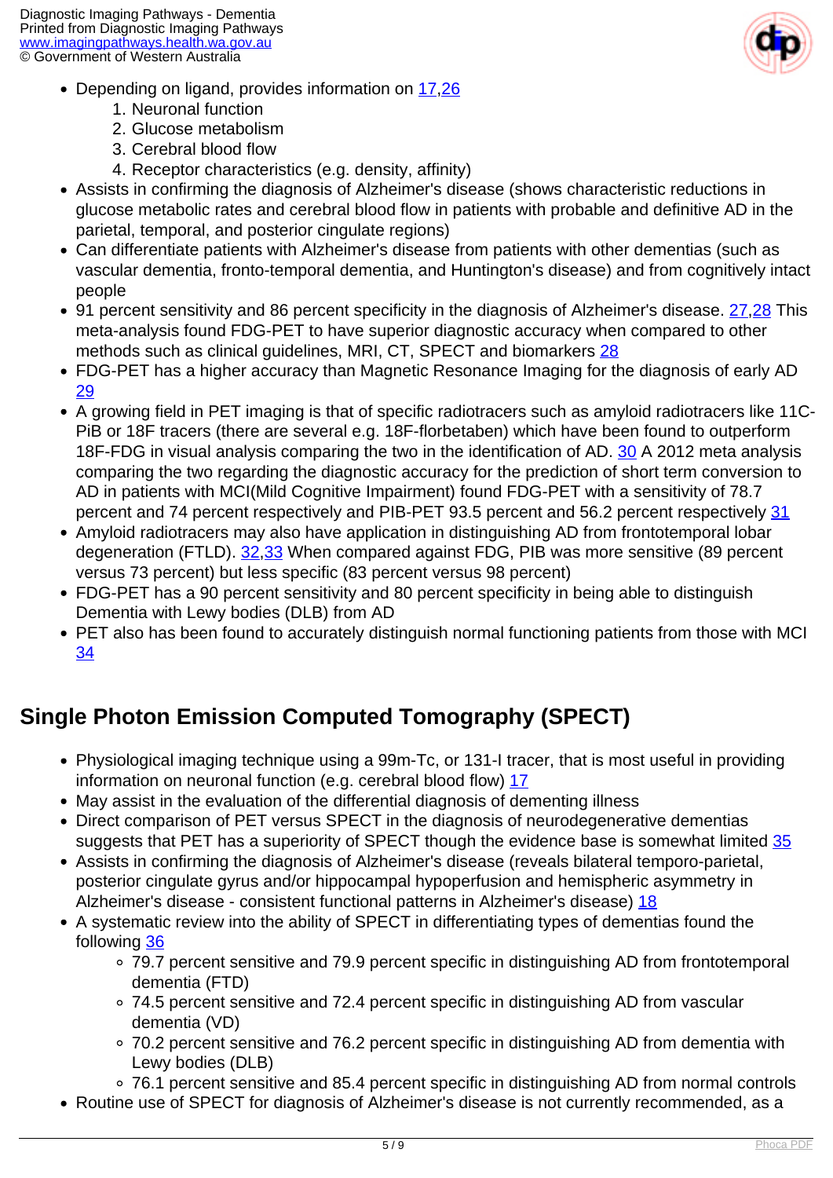- Depending on ligand, provides information on [17,26]
    1. Neuronal function
    2. Glucose metabolism
    3. Cerebral blood flow
    4. Receptor characteristics (e.g. density, affinity)
- Assists in confirming the diagnosis of Alzheimer's disease (shows characteristic reductions in glucose metabolic rates and cerebral blood flow in patients with probable and definitive AD in the parietal, temporal, and posterior cingulate regions)
- Can differentiate patients with Alzheimer's disease from patients with other dementias (such as vascular dementia, fronto-temporal dementia, and Huntington's disease) and from cognitively intact people
- 91 percent sensitivity and 86 percent specificity in the diagnosis of Alzheimer's disease. [27,28] This meta-analysis found FDG-PET to have superior diagnostic accuracy when compared to other methods such as clinical guidelines, MRI, CT, SPECT and biomarkers [28]
- FDG-PET has a higher accuracy than Magnetic Resonance Imaging for the diagnosis of early AD [29]
- A growing field in PET imaging is that of specific radiotracers such as amyloid radiotracers like 11C-PiB or 18F tracers (there are several e.g. 18F-florbetaben) which have been found to outperform 18F-FDG in visual analysis comparing the two in the identification of AD. [30] A 2012 meta analysis comparing the two regarding the diagnostic accuracy for the prediction of short term conversion to AD in patients with MCI(Mild Cognitive Impairment) found FDG-PET with a sensitivity of 78.7 percent and 74 percent respectively and PIB-PET 93.5 percent and 56.2 percent respectively [31]
- Amyloid radiotracers may also have application in distinguishing AD from frontotemporal lobar degeneration (FTLD). [32,33] When compared against FDG, PIB was more sensitive (89 percent versus 73 percent) but less specific (83 percent versus 98 percent)
- FDG-PET has a 90 percent sensitivity and 80 percent specificity in being able to distinguish Dementia with Lewy bodies (DLB) from AD
- PET also has been found to accurately distinguish normal functioning patients from those with MCI [34]

## Single Photon Emission Computed Tomography (SPECT)

- Physiological imaging technique using a 99m-Tc, or 131-I tracer, that is most useful in providing information on neuronal function (e.g. cerebral blood flow) [17]
- May assist in the evaluation of the differential diagnosis of dementing illness
- Direct comparison of PET versus SPECT in the diagnosis of neurodegenerative dementias suggests that PET has a superiority of SPECT though the evidence base is somewhat limited [35]
- Assists in confirming the diagnosis of Alzheimer's disease (reveals bilateral temporo-parietal, posterior cingulate gyrus and/or hippocampal hypoperfusion and hemispheric asymmetry in Alzheimer's disease - consistent functional patterns in Alzheimer's disease) [18]
- A systematic review into the ability of SPECT in differentiating types of dementias found the following [36]
    - 79.7 percent sensitive and 79.9 percent specific in distinguishing AD from frontotemporal dementia (FTD)
    - 74.5 percent sensitive and 72.4 percent specific in distinguishing AD from vascular dementia (VD)
    - 70.2 percent sensitive and 76.2 percent specific in distinguishing AD from dementia with Lewy bodies (DLB)
    - 76.1 percent sensitive and 85.4 percent specific in distinguishing AD from normal controls
- Routine use of SPECT for diagnosis of Alzheimer's disease is not currently recommended, as a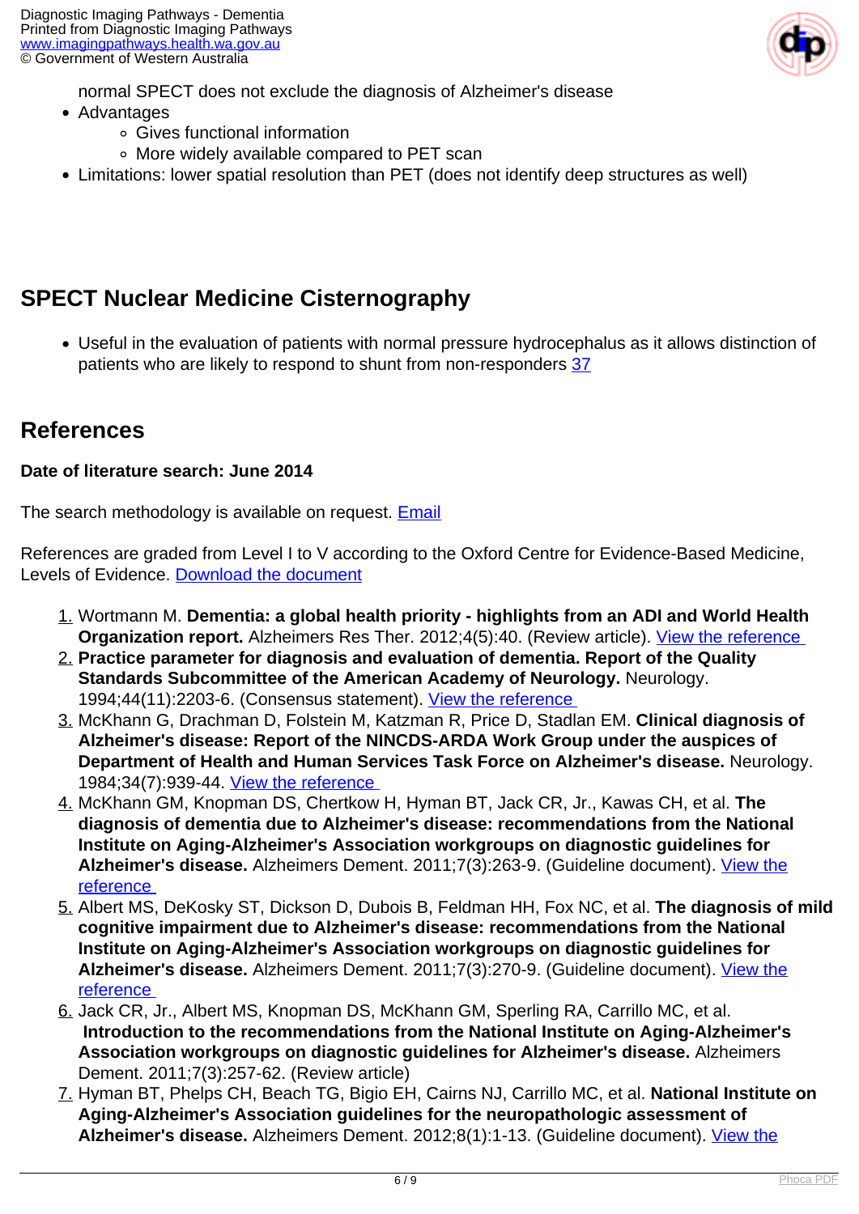normal SPECT does not exclude the diagnosis of Alzheimer's disease

- Advantages
  - Gives functional information
  - More widely available compared to PET scan
- Limitations: lower spatial resolution than PET (does not identify deep structures as well)

## SPECT Nuclear Medicine Cisternography

- Useful in the evaluation of patients with normal pressure hydrocephalus as it allows distinction of patients who are likely to respond to shunt from non-responders 37

## References

**Date of literature search: June 2014**

The search methodology is available on request. Email

References are graded from Level I to V according to the Oxford Centre for Evidence-Based Medicine, Levels of Evidence. Download the document

1. Wortmann M. **Dementia: a global health priority - highlights from an ADI and World Health Organization report.** Alzheimers Res Ther. 2012;4(5):40. (Review article). View the reference
2. **Practice parameter for diagnosis and evaluation of dementia. Report of the Quality Standards Subcommittee of the American Academy of Neurology.** Neurology. 1994;44(11):2203-6. (Consensus statement). View the reference
3. McKhann G, Drachman D, Folstein M, Katzman R, Price D, Stadlan EM. **Clinical diagnosis of Alzheimer's disease: Report of the NINCDS-ARDA Work Group under the auspices of Department of Health and Human Services Task Force on Alzheimer's disease.** Neurology. 1984;34(7):939-44. View the reference
4. McKhann GM, Knopman DS, Chertkow H, Hyman BT, Jack CR, Jr., Kawas CH, et al. **The diagnosis of dementia due to Alzheimer's disease: recommendations from the National Institute on Aging-Alzheimer's Association workgroups on diagnostic guidelines for Alzheimer's disease.** Alzheimers Dement. 2011;7(3):263-9. (Guideline document). View the reference
5. Albert MS, DeKosky ST, Dickson D, Dubois B, Feldman HH, Fox NC, et al. **The diagnosis of mild cognitive impairment due to Alzheimer's disease: recommendations from the National Institute on Aging-Alzheimer's Association workgroups on diagnostic guidelines for Alzheimer's disease.** Alzheimers Dement. 2011;7(3):270-9. (Guideline document). View the reference
6. Jack CR, Jr., Albert MS, Knopman DS, McKhann GM, Sperling RA, Carrillo MC, et al. **Introduction to the recommendations from the National Institute on Aging-Alzheimer's Association workgroups on diagnostic guidelines for Alzheimer's disease.** Alzheimers Dement. 2011;7(3):257-62. (Review article)
7. Hyman BT, Phelps CH, Beach TG, Bigio EH, Cairns NJ, Carrillo MC, et al. **National Institute on Aging-Alzheimer's Association guidelines for the neuropathologic assessment of Alzheimer's disease.** Alzheimers Dement. 2012;8(1):1-13. (Guideline document). View the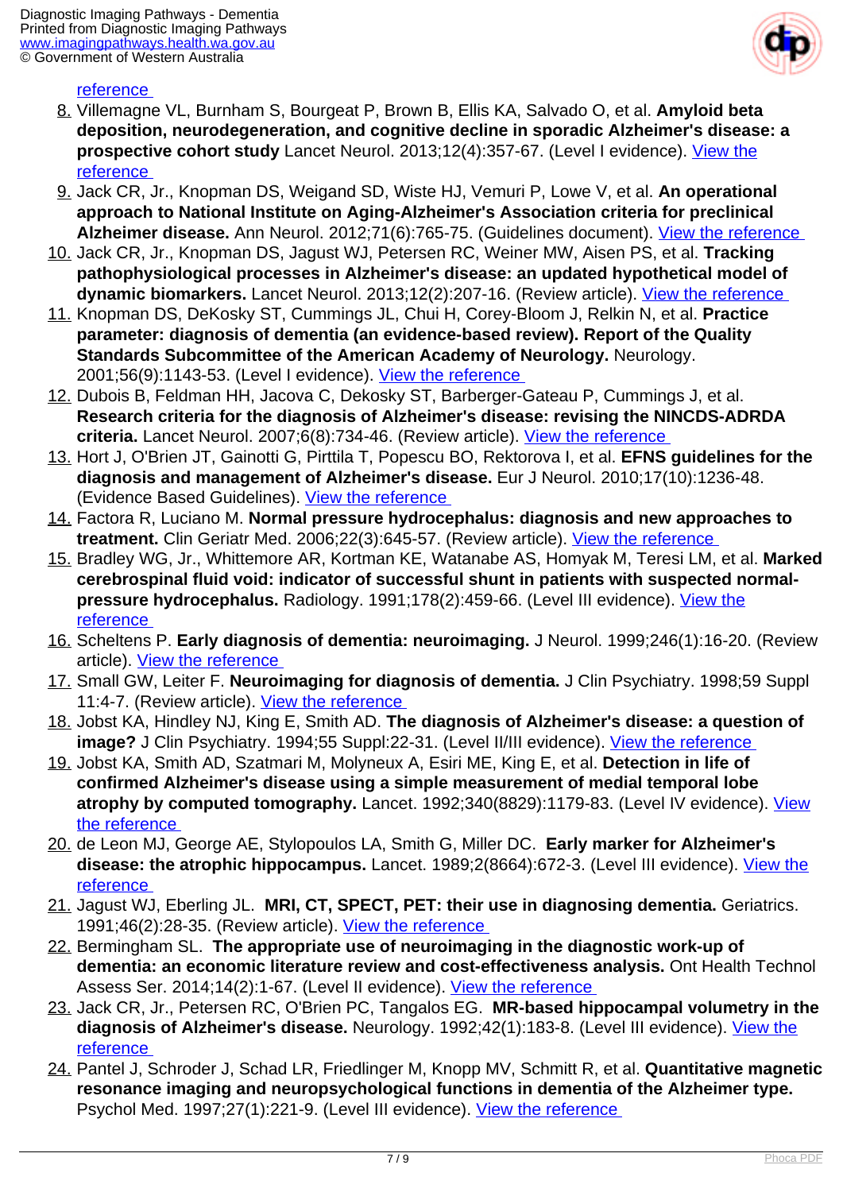[reference](#)

8. Villemagne VL, Burnham S, Bourgeat P, Brown B, Ellis KA, Salvado O, et al. **Amyloid beta deposition, neurodegeneration, and cognitive decline in sporadic Alzheimer's disease: a prospective cohort study** Lancet Neurol. 2013;12(4):357-67. (Level I evidence). [View the reference](#)
9. Jack CR, Jr., Knopman DS, Weigand SD, Wiste HJ, Vemuri P, Lowe V, et al. **An operational approach to National Institute on Aging-Alzheimer's Association criteria for preclinical Alzheimer disease.** Ann Neurol. 2012;71(6):765-75. (Guidelines document). [View the reference](#)
10. Jack CR, Jr., Knopman DS, Jagust WJ, Petersen RC, Weiner MW, Aisen PS, et al. **Tracking pathophysiological processes in Alzheimer's disease: an updated hypothetical model of dynamic biomarkers.** Lancet Neurol. 2013;12(2):207-16. (Review article). [View the reference](#)
11. Knopman DS, DeKosky ST, Cummings JL, Chui H, Corey-Bloom J, Relkin N, et al. **Practice parameter: diagnosis of dementia (an evidence-based review). Report of the Quality Standards Subcommittee of the American Academy of Neurology.** Neurology. 2001;56(9):1143-53. (Level I evidence). [View the reference](#)
12. Dubois B, Feldman HH, Jacova C, Dekosky ST, Barberger-Gateau P, Cummings J, et al. **Research criteria for the diagnosis of Alzheimer's disease: revising the NINCDS-ADRDA criteria.** Lancet Neurol. 2007;6(8):734-46. (Review article). [View the reference](#)
13. Hort J, O'Brien JT, Gainotti G, Pirttila T, Popescu BO, Rektorova I, et al. **EFNS guidelines for the diagnosis and management of Alzheimer's disease.** Eur J Neurol. 2010;17(10):1236-48. (Evidence Based Guidelines). [View the reference](#)
14. Factora R, Luciano M. **Normal pressure hydrocephalus: diagnosis and new approaches to treatment.** Clin Geriatr Med. 2006;22(3):645-57. (Review article). [View the reference](#)
15. Bradley WG, Jr., Whittemore AR, Kortman KE, Watanabe AS, Homyak M, Teresi LM, et al. **Marked cerebrospinal fluid void: indicator of successful shunt in patients with suspected normal-pressure hydrocephalus.** Radiology. 1991;178(2):459-66. (Level III evidence). [View the reference](#)
16. Scheltens P. **Early diagnosis of dementia: neuroimaging.** J Neurol. 1999;246(1):16-20. (Review article). [View the reference](#)
17. Small GW, Leiter F. **Neuroimaging for diagnosis of dementia.** J Clin Psychiatry. 1998;59 Suppl 11:4-7. (Review article). [View the reference](#)
18. Jobst KA, Hindley NJ, King E, Smith AD. **The diagnosis of Alzheimer's disease: a question of image?** J Clin Psychiatry. 1994;55 Suppl:22-31. (Level II/III evidence). [View the reference](#)
19. Jobst KA, Smith AD, Szatmari M, Molyneux A, Esiri ME, King E, et al. **Detection in life of confirmed Alzheimer's disease using a simple measurement of medial temporal lobe atrophy by computed tomography.** Lancet. 1992;340(8829):1179-83. (Level IV evidence). [View the reference](#)
20. de Leon MJ, George AE, Stylopoulos LA, Smith G, Miller DC. **Early marker for Alzheimer's disease: the atrophic hippocampus.** Lancet. 1989;2(8664):672-3. (Level III evidence). [View the reference](#)
21. Jagust WJ, Eberling JL. **MRI, CT, SPECT, PET: their use in diagnosing dementia.** Geriatrics. 1991;46(2):28-35. (Review article). [View the reference](#)
22. Bermingham SL. **The appropriate use of neuroimaging in the diagnostic work-up of dementia: an economic literature review and cost-effectiveness analysis.** Ont Health Technol Assess Ser. 2014;14(2):1-67. (Level II evidence). [View the reference](#)
23. Jack CR, Jr., Petersen RC, O'Brien PC, Tangalos EG. **MR-based hippocampal volumetry in the diagnosis of Alzheimer's disease.** Neurology. 1992;42(1):183-8. (Level III evidence). [View the reference](#)
24. Pantel J, Schroder J, Schad LR, Friedlinger M, Knopp MV, Schmitt R, et al. **Quantitative magnetic resonance imaging and neuropsychological functions in dementia of the Alzheimer type.** Psychol Med. 1997;27(1):221-9. (Level III evidence). [View the reference](#)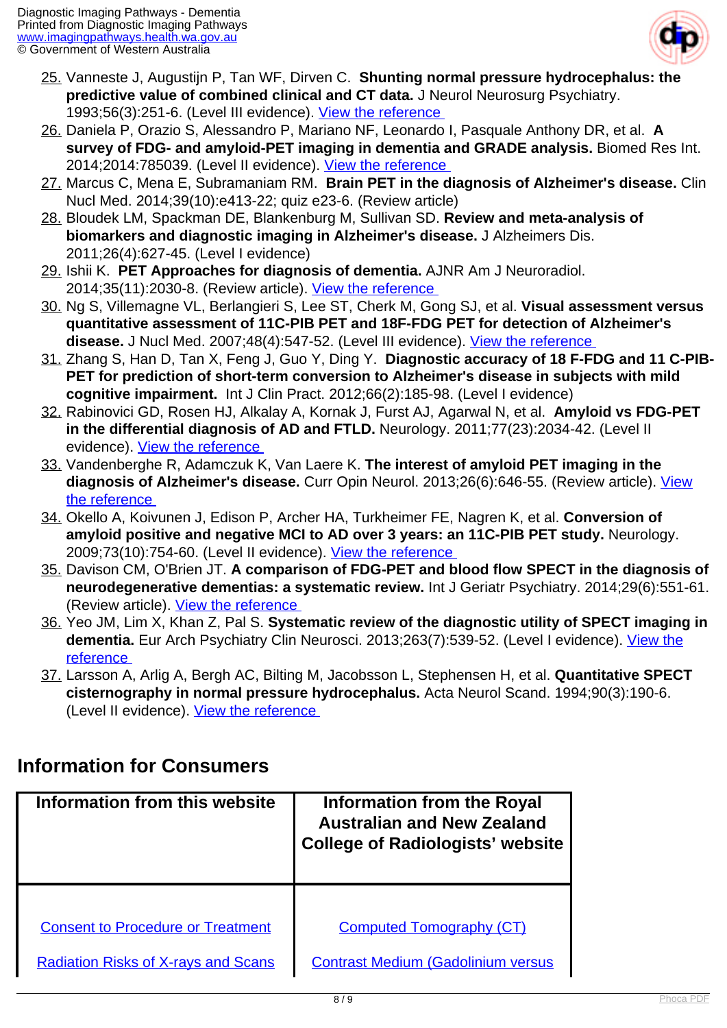25. Vanneste J, Augustijn P, Tan WF, Dirven C. **Shunting normal pressure hydrocephalus: the predictive value of combined clinical and CT data.** J Neurol Neurosurg Psychiatry. 1993;56(3):251-6. (Level III evidence). [View the reference]
26. Daniela P, Orazio S, Alessandro P, Mariano NF, Leonardo I, Pasquale Anthony DR, et al. **A survey of FDG- and amyloid-PET imaging in dementia and GRADE analysis.** Biomed Res Int. 2014;2014:785039. (Level II evidence). [View the reference]
27. Marcus C, Mena E, Subramaniam RM. **Brain PET in the diagnosis of Alzheimer's disease.** Clin Nucl Med. 2014;39(10):e413-22; quiz e23-6. (Review article)
28. Bloudek LM, Spackman DE, Blankenburg M, Sullivan SD. **Review and meta-analysis of biomarkers and diagnostic imaging in Alzheimer's disease.** J Alzheimers Dis. 2011;26(4):627-45. (Level I evidence)
29. Ishii K. **PET Approaches for diagnosis of dementia.** AJNR Am J Neuroradiol. 2014;35(11):2030-8. (Review article). [View the reference]
30. Ng S, Villemagne VL, Berlangieri S, Lee ST, Cherk M, Gong SJ, et al. **Visual assessment versus quantitative assessment of 11C-PIB PET and 18F-FDG PET for detection of Alzheimer's disease.** J Nucl Med. 2007;48(4):547-52. (Level III evidence). [View the reference]
31. Zhang S, Han D, Tan X, Feng J, Guo Y, Ding Y. **Diagnostic accuracy of 18 F-FDG and 11 C-PIB-PET for prediction of short-term conversion to Alzheimer's disease in subjects with mild cognitive impairment.** Int J Clin Pract. 2012;66(2):185-98. (Level I evidence)
32. Rabinovici GD, Rosen HJ, Alkalay A, Kornak J, Furst AJ, Agarwal N, et al. **Amyloid vs FDG-PET in the differential diagnosis of AD and FTLD.** Neurology. 2011;77(23):2034-42. (Level II evidence). [View the reference]
33. Vandenberghe R, Adamczuk K, Van Laere K. **The interest of amyloid PET imaging in the diagnosis of Alzheimer's disease.** Curr Opin Neurol. 2013;26(6):646-55. (Review article). [View the reference]
34. Okello A, Koivunen J, Edison P, Archer HA, Turkheimer FE, Nagren K, et al. **Conversion of amyloid positive and negative MCI to AD over 3 years: an 11C-PIB PET study.** Neurology. 2009;73(10):754-60. (Level II evidence). [View the reference]
35. Davison CM, O'Brien JT. **A comparison of FDG-PET and blood flow SPECT in the diagnosis of neurodegenerative dementias: a systematic review.** Int J Geriatr Psychiatry. 2014;29(6):551-61. (Review article). [View the reference]
36. Yeo JM, Lim X, Khan Z, Pal S. **Systematic review of the diagnostic utility of SPECT imaging in dementia.** Eur Arch Psychiatry Clin Neurosci. 2013;263(7):539-52. (Level I evidence). [View the reference]
37. Larsson A, Arlig A, Bergh AC, Bilting M, Jacobsson L, Stephensen H, et al. **Quantitative SPECT cisternography in normal pressure hydrocephalus.** Acta Neurol Scand. 1994;90(3):190-6. (Level II evidence). [View the reference]

## Information for Consumers

| Information from this website | Information from the Royal Australian and New Zealand College of Radiologists' website |
|---|---|
| Consent to Procedure or Treatment | Computed Tomography (CT) |
| Radiation Risks of X-rays and Scans | Contrast Medium (Gadolinium versus |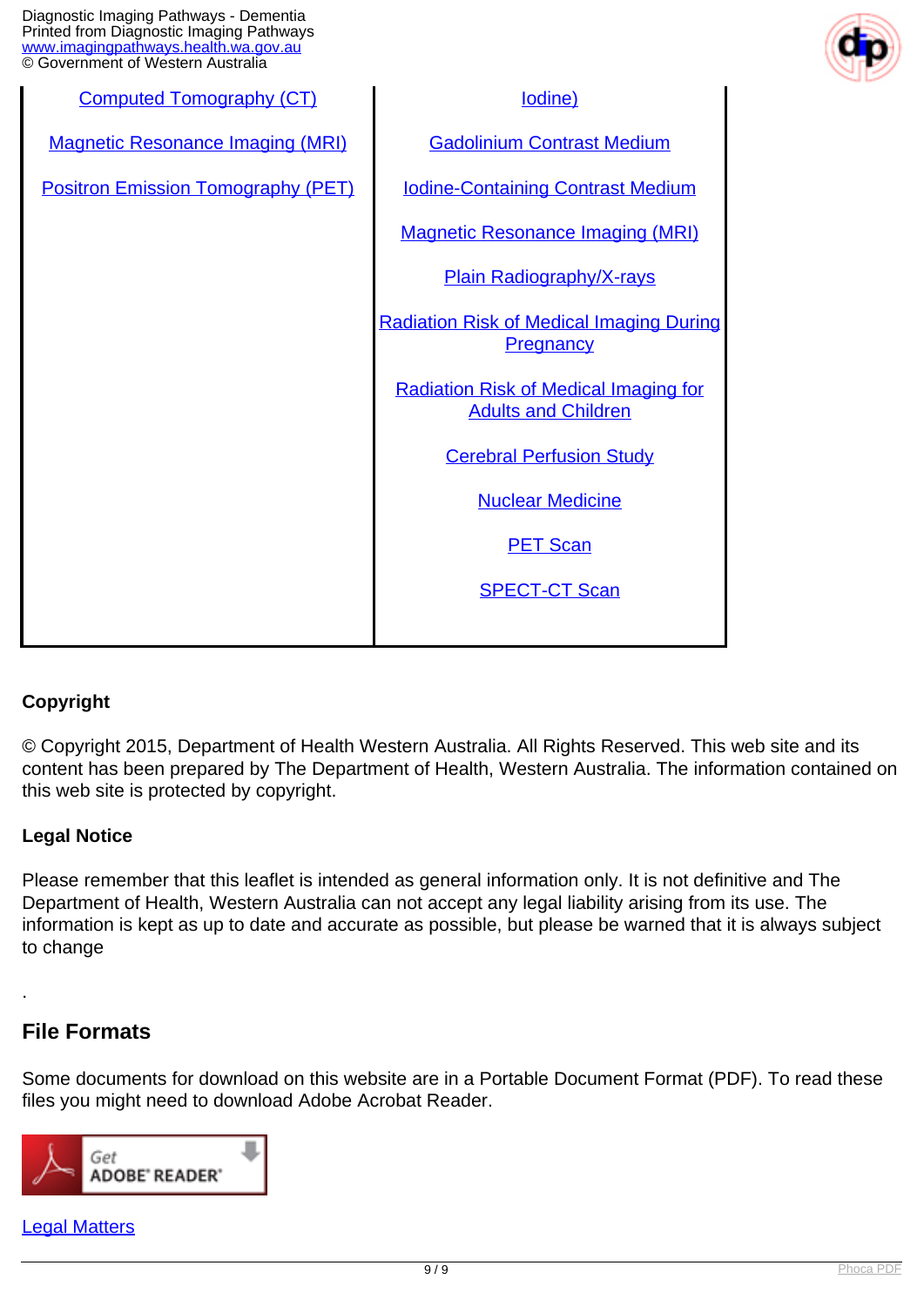| | |
|---|---|
| Computed Tomography (CT) | Iodine) |
| Magnetic Resonance Imaging (MRI) | Gadolinium Contrast Medium |
| Positron Emission Tomography (PET) | Iodine-Containing Contrast Medium |
| | Magnetic Resonance Imaging (MRI) |
| | Plain Radiography/X-rays |
| | Radiation Risk of Medical Imaging During Pregnancy |
| | Radiation Risk of Medical Imaging for Adults and Children |
| | Cerebral Perfusion Study |
| | Nuclear Medicine |
| | PET Scan |
| | SPECT-CT Scan |

**Copyright**

© Copyright 2015, Department of Health Western Australia. All Rights Reserved. This web site and its content has been prepared by The Department of Health, Western Australia. The information contained on this web site is protected by copyright.

**Legal Notice**

Please remember that this leaflet is intended as general information only. It is not definitive and The Department of Health, Western Australia can not accept any legal liability arising from its use. The information is kept as up to date and accurate as possible, but please be warned that it is always subject to change

.

## File Formats

Some documents for download on this website are in a Portable Document Format (PDF). To read these files you might need to download Adobe Acrobat Reader.

Get ADOBE® READER®

Legal Matters